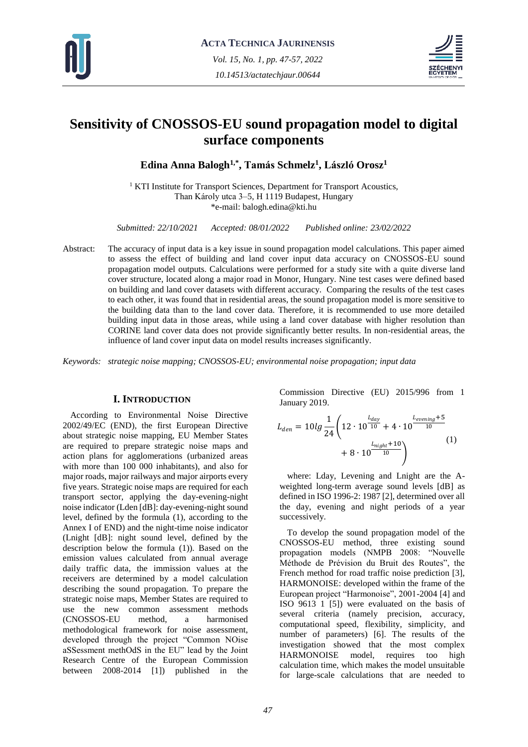# Sensitivity of CNOSSOS-EU sound propagation model to digital surface components

**Edina Anna Balogh[1,*], Tamás Schmelz[1], László Orosz[1]**

[1] KTI Institute for Transport Sciences, Department for Transport Acoustics, Than Károly utca 3–5, H 1119 Budapest, Hungary
*e-mail: balogh.edina@kti.hu

*Submitted: 22/10/2021 Accepted: 08/01/2022 Published online: 23/02/2022*

Abstract: The accuracy of input data is a key issue in sound propagation model calculations. This paper aimed to assess the effect of building and land cover input data accuracy on CNOSSOS-EU sound propagation model outputs. Calculations were performed for a study site with a quite diverse land cover structure, located along a major road in Monor, Hungary. Nine test cases were defined based on building and land cover datasets with different accuracy. Comparing the results of the test cases to each other, it was found that in residential areas, the sound propagation model is more sensitive to the building data than to the land cover data. Therefore, it is recommended to use more detailed building input data in those areas, while using a land cover database with higher resolution than CORINE land cover data does not provide significantly better results. In non-residential areas, the influence of land cover input data on model results increases significantly.

*Keywords: strategic noise mapping; CNOSSOS-EU; environmental noise propagation; input data*

## I. Introduction

According to Environmental Noise Directive 2002/49/EC (END), the first European Directive about strategic noise mapping, EU Member States are required to prepare strategic noise maps and action plans for agglomerations (urbanized areas with more than 100 000 inhabitants), and also for major roads, major railways and major airports every five years. Strategic noise maps are required for each transport sector, applying the day-evening-night noise indicator (Lden [dB]: day-evening-night sound level, defined by the formula (1), according to the Annex I of END) and the night-time noise indicator (Lnight [dB]: night sound level, defined by the description below the formula (1)). Based on the emission values calculated from annual average daily traffic data, the immission values at the receivers are determined by a model calculation describing the sound propagation. To prepare the strategic noise maps, Member States are required to use the new common assessment methods (CNOSSOS-EU method, a harmonised methodological framework for noise assessment, developed through the project "Common NOise aSSessment methOdS in the EU" lead by the Joint Research Centre of the European Commission between 2008-2014 [1]) published in the Commission Directive (EU) 2015/996 from 1 January 2019.

$$L_{den} = 10lg\frac{1}{24}\left(12 \cdot 10^{\frac{L_{day}}{10}} + 4 \cdot 10^{\frac{L_{evening}+5}{10}} + 8 \cdot 10^{\frac{L_{night}+10}{10}}\right) \tag{1}$$

where: Lday, Levening and Lnight are the A-weighted long-term average sound levels [dB] as defined in ISO 1996-2: 1987 [2], determined over all the day, evening and night periods of a year successively.

To develop the sound propagation model of the CNOSSOS-EU method, three existing sound propagation models (NMPB 2008: "Nouvelle Méthode de Prévision du Bruit des Routes", the French method for road traffic noise prediction [3], HARMONOISE: developed within the frame of the European project "Harmonoise", 2001-2004 [4] and ISO 9613 1 [5]) were evaluated on the basis of several criteria (namely precision, accuracy, computational speed, flexibility, simplicity, and number of parameters) [6]. The results of the investigation showed that the most complex HARMONOISE model, requires too high calculation time, which makes the model unsuitable for large-scale calculations that are needed to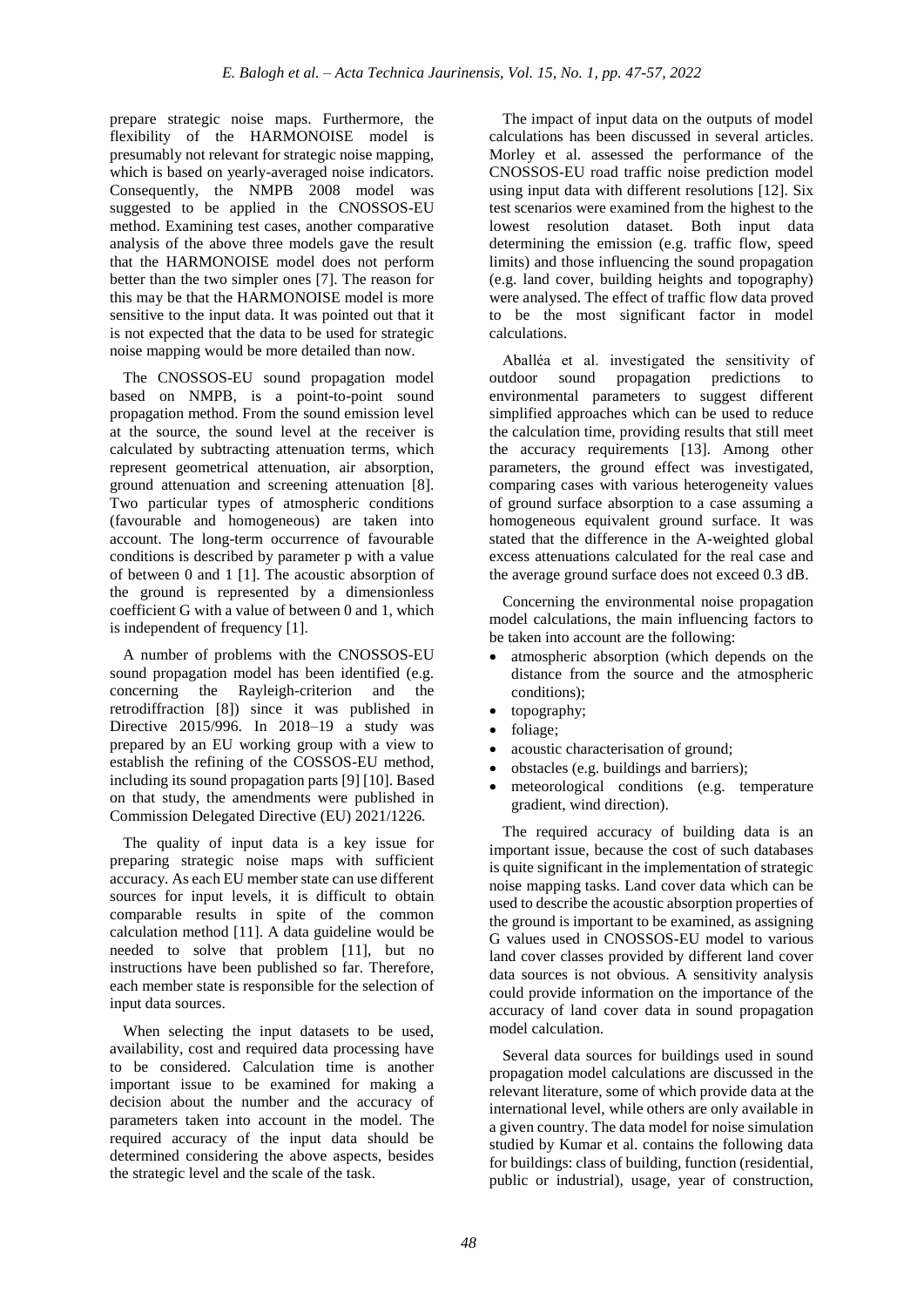prepare strategic noise maps. Furthermore, the flexibility of the HARMONOISE model is presumably not relevant for strategic noise mapping, which is based on yearly-averaged noise indicators. Consequently, the NMPB 2008 model was suggested to be applied in the CNOSSOS-EU method. Examining test cases, another comparative analysis of the above three models gave the result that the HARMONOISE model does not perform better than the two simpler ones [7]. The reason for this may be that the HARMONOISE model is more sensitive to the input data. It was pointed out that it is not expected that the data to be used for strategic noise mapping would be more detailed than now.

The CNOSSOS-EU sound propagation model based on NMPB, is a point-to-point sound propagation method. From the sound emission level at the source, the sound level at the receiver is calculated by subtracting attenuation terms, which represent geometrical attenuation, air absorption, ground attenuation and screening attenuation [8]. Two particular types of atmospheric conditions (favourable and homogeneous) are taken into account. The long-term occurrence of favourable conditions is described by parameter p with a value of between 0 and 1 [1]. The acoustic absorption of the ground is represented by a dimensionless coefficient G with a value of between 0 and 1, which is independent of frequency [1].

A number of problems with the CNOSSOS-EU sound propagation model has been identified (e.g. concerning the Rayleigh-criterion and the retrodiffraction [8]) since it was published in Directive 2015/996. In 2018–19 a study was prepared by an EU working group with a view to establish the refining of the COSSOS-EU method, including its sound propagation parts [9] [10]. Based on that study, the amendments were published in Commission Delegated Directive (EU) 2021/1226.

The quality of input data is a key issue for preparing strategic noise maps with sufficient accuracy. As each EU member state can use different sources for input levels, it is difficult to obtain comparable results in spite of the common calculation method [11]. A data guideline would be needed to solve that problem [11], but no instructions have been published so far. Therefore, each member state is responsible for the selection of input data sources.

When selecting the input datasets to be used, availability, cost and required data processing have to be considered. Calculation time is another important issue to be examined for making a decision about the number and the accuracy of parameters taken into account in the model. The required accuracy of the input data should be determined considering the above aspects, besides the strategic level and the scale of the task.

The impact of input data on the outputs of model calculations has been discussed in several articles. Morley et al. assessed the performance of the CNOSSOS-EU road traffic noise prediction model using input data with different resolutions [12]. Six test scenarios were examined from the highest to the lowest resolution dataset. Both input data determining the emission (e.g. traffic flow, speed limits) and those influencing the sound propagation (e.g. land cover, building heights and topography) were analysed. The effect of traffic flow data proved to be the most significant factor in model calculations.

Aballéa et al. investigated the sensitivity of outdoor sound propagation predictions to environmental parameters to suggest different simplified approaches which can be used to reduce the calculation time, providing results that still meet the accuracy requirements [13]. Among other parameters, the ground effect was investigated, comparing cases with various heterogeneity values of ground surface absorption to a case assuming a homogeneous equivalent ground surface. It was stated that the difference in the A-weighted global excess attenuations calculated for the real case and the average ground surface does not exceed 0.3 dB.

Concerning the environmental noise propagation model calculations, the main influencing factors to be taken into account are the following:

- atmospheric absorption (which depends on the distance from the source and the atmospheric conditions);
- topography;
- foliage;
- acoustic characterisation of ground;
- obstacles (e.g. buildings and barriers);
- meteorological conditions (e.g. temperature gradient, wind direction).

The required accuracy of building data is an important issue, because the cost of such databases is quite significant in the implementation of strategic noise mapping tasks. Land cover data which can be used to describe the acoustic absorption properties of the ground is important to be examined, as assigning G values used in CNOSSOS-EU model to various land cover classes provided by different land cover data sources is not obvious. A sensitivity analysis could provide information on the importance of the accuracy of land cover data in sound propagation model calculation.

Several data sources for buildings used in sound propagation model calculations are discussed in the relevant literature, some of which provide data at the international level, while others are only available in a given country. The data model for noise simulation studied by Kumar et al. contains the following data for buildings: class of building, function (residential, public or industrial), usage, year of construction,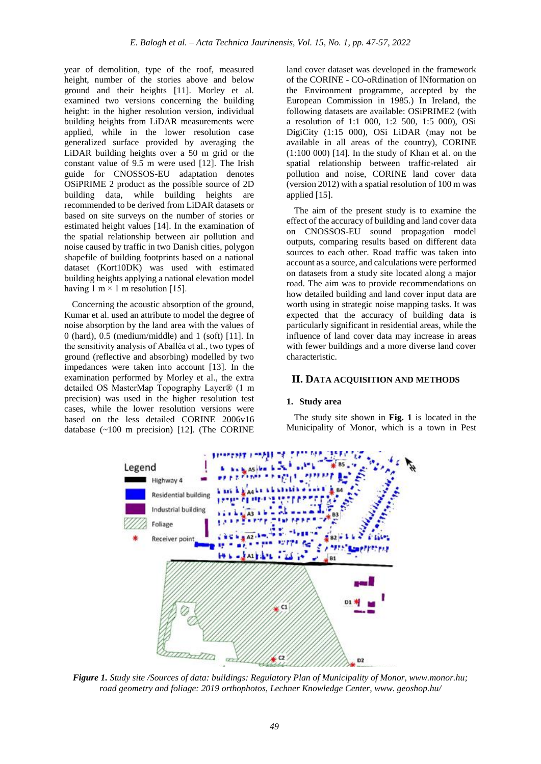year of demolition, type of the roof, measured height, number of the stories above and below ground and their heights [11]. Morley et al. examined two versions concerning the building height: in the higher resolution version, individual building heights from LiDAR measurements were applied, while in the lower resolution case generalized surface provided by averaging the LiDAR building heights over a 50 m grid or the constant value of 9.5 m were used [12]. The Irish guide for CNOSSOS-EU adaptation denotes OSiPRIME 2 product as the possible source of 2D building data, while building heights are recommended to be derived from LiDAR datasets or based on site surveys on the number of stories or estimated height values [14]. In the examination of the spatial relationship between air pollution and noise caused by traffic in two Danish cities, polygon shapefile of building footprints based on a national dataset (Kort10DK) was used with estimated building heights applying a national elevation model having 1 m × 1 m resolution [15].

Concerning the acoustic absorption of the ground, Kumar et al. used an attribute to model the degree of noise absorption by the land area with the values of 0 (hard), 0.5 (medium/middle) and 1 (soft) [11]. In the sensitivity analysis of Aballéa et al., two types of ground (reflective and absorbing) modelled by two impedances were taken into account [13]. In the examination performed by Morley et al., the extra detailed OS MasterMap Topography Layer® (1 m precision) was used in the higher resolution test cases, while the lower resolution versions were based on the less detailed CORINE 2006v16 database (~100 m precision) [12]. (The CORINE land cover dataset was developed in the framework of the CORINE - CO-oRdination of INformation on the Environment programme, accepted by the European Commission in 1985.) In Ireland, the following datasets are available: OSiPRIME2 (with a resolution of 1:1 000, 1:2 500, 1:5 000), OSi DigiCity (1:15 000), OSi LiDAR (may not be available in all areas of the country), CORINE (1:100 000) [14]. In the study of Khan et al. on the spatial relationship between traffic-related air pollution and noise, CORINE land cover data (version 2012) with a spatial resolution of 100 m was applied [15].

The aim of the present study is to examine the effect of the accuracy of building and land cover data on CNOSSOS-EU sound propagation model outputs, comparing results based on different data sources to each other. Road traffic was taken into account as a source, and calculations were performed on datasets from a study site located along a major road. The aim was to provide recommendations on how detailed building and land cover input data are worth using in strategic noise mapping tasks. It was expected that the accuracy of building data is particularly significant in residential areas, while the influence of land cover data may increase in areas with fewer buildings and a more diverse land cover characteristic.

## II. Data acquisition and methods

### 1. Study area

The study site shown in **Fig. 1** is located in the Municipality of Monor, which is a town in Pest

***Figure 1.*** *Study site /Sources of data: buildings: Regulatory Plan of Municipality of Monor, www.monor.hu; road geometry and foliage: 2019 orthophotos, Lechner Knowledge Center, www. geoshop.hu/*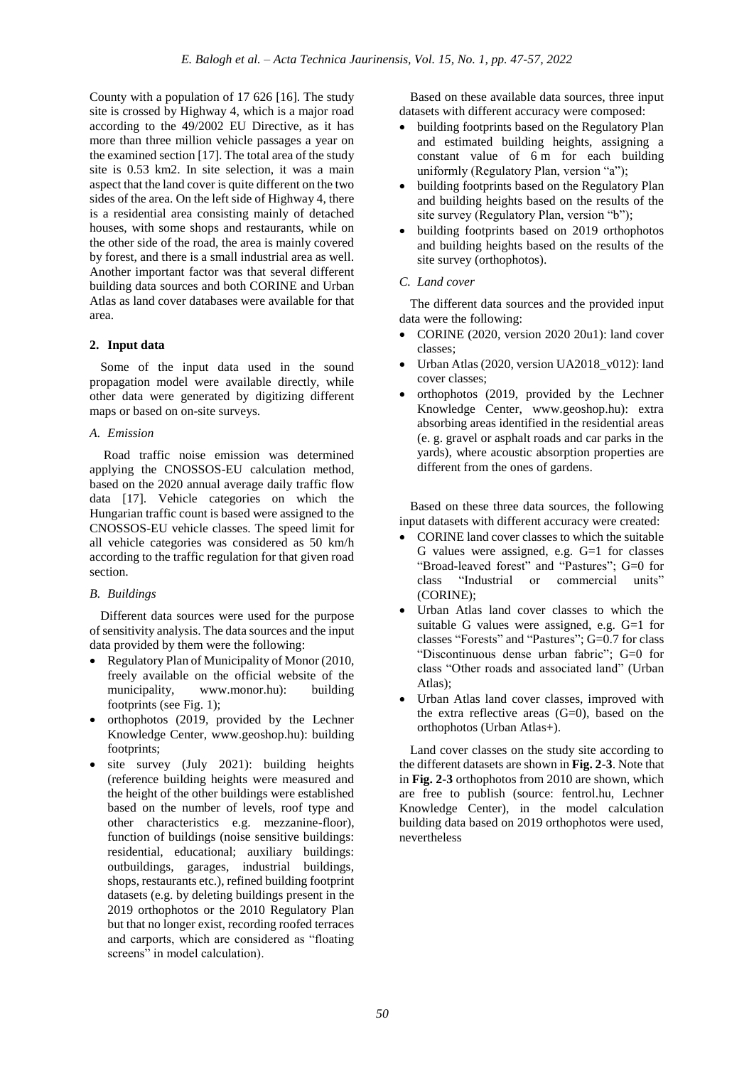County with a population of 17 626 [16]. The study site is crossed by Highway 4, which is a major road according to the 49/2002 EU Directive, as it has more than three million vehicle passages a year on the examined section [17]. The total area of the study site is 0.53 km2. In site selection, it was a main aspect that the land cover is quite different on the two sides of the area. On the left side of Highway 4, there is a residential area consisting mainly of detached houses, with some shops and restaurants, while on the other side of the road, the area is mainly covered by forest, and there is a small industrial area as well. Another important factor was that several different building data sources and both CORINE and Urban Atlas as land cover databases were available for that area.

## 2. Input data

Some of the input data used in the sound propagation model were available directly, while other data were generated by digitizing different maps or based on on-site surveys.

### A. Emission

Road traffic noise emission was determined applying the CNOSSOS-EU calculation method, based on the 2020 annual average daily traffic flow data [17]. Vehicle categories on which the Hungarian traffic count is based were assigned to the CNOSSOS-EU vehicle classes. The speed limit for all vehicle categories was considered as 50 km/h according to the traffic regulation for that given road section.

### B. Buildings

Different data sources were used for the purpose of sensitivity analysis. The data sources and the input data provided by them were the following:

- Regulatory Plan of Municipality of Monor (2010, freely available on the official website of the municipality, www.monor.hu): building footprints (see Fig. 1);
- orthophotos (2019, provided by the Lechner Knowledge Center, www.geoshop.hu): building footprints;
- site survey (July 2021): building heights (reference building heights were measured and the height of the other buildings were established based on the number of levels, roof type and other characteristics e.g. mezzanine-floor), function of buildings (noise sensitive buildings: residential, educational; auxiliary buildings: outbuildings, garages, industrial buildings, shops, restaurants etc.), refined building footprint datasets (e.g. by deleting buildings present in the 2019 orthophotos or the 2010 Regulatory Plan but that no longer exist, recording roofed terraces and carports, which are considered as "floating screens" in model calculation).

Based on these available data sources, three input datasets with different accuracy were composed:

- building footprints based on the Regulatory Plan and estimated building heights, assigning a constant value of 6 m for each building uniformly (Regulatory Plan, version "a");
- building footprints based on the Regulatory Plan and building heights based on the results of the site survey (Regulatory Plan, version "b");
- building footprints based on 2019 orthophotos and building heights based on the results of the site survey (orthophotos).

### C. Land cover

The different data sources and the provided input data were the following:

- CORINE (2020, version 2020 20u1): land cover classes;
- Urban Atlas (2020, version UA2018_v012): land cover classes;
- orthophotos (2019, provided by the Lechner Knowledge Center, www.geoshop.hu): extra absorbing areas identified in the residential areas (e. g. gravel or asphalt roads and car parks in the yards), where acoustic absorption properties are different from the ones of gardens.

Based on these three data sources, the following input datasets with different accuracy were created:

- CORINE land cover classes to which the suitable G values were assigned, e.g. G=1 for classes "Broad-leaved forest" and "Pastures"; G=0 for class "Industrial or commercial units" (CORINE);
- Urban Atlas land cover classes to which the suitable G values were assigned, e.g. G=1 for classes "Forests" and "Pastures"; G=0.7 for class "Discontinuous dense urban fabric"; G=0 for class "Other roads and associated land" (Urban Atlas);
- Urban Atlas land cover classes, improved with the extra reflective areas (G=0), based on the orthophotos (Urban Atlas+).

Land cover classes on the study site according to the different datasets are shown in **Fig. 2-3**. Note that in **Fig. 2-3** orthophotos from 2010 are shown, which are free to publish (source: fentrol.hu, Lechner Knowledge Center), in the model calculation building data based on 2019 orthophotos were used, nevertheless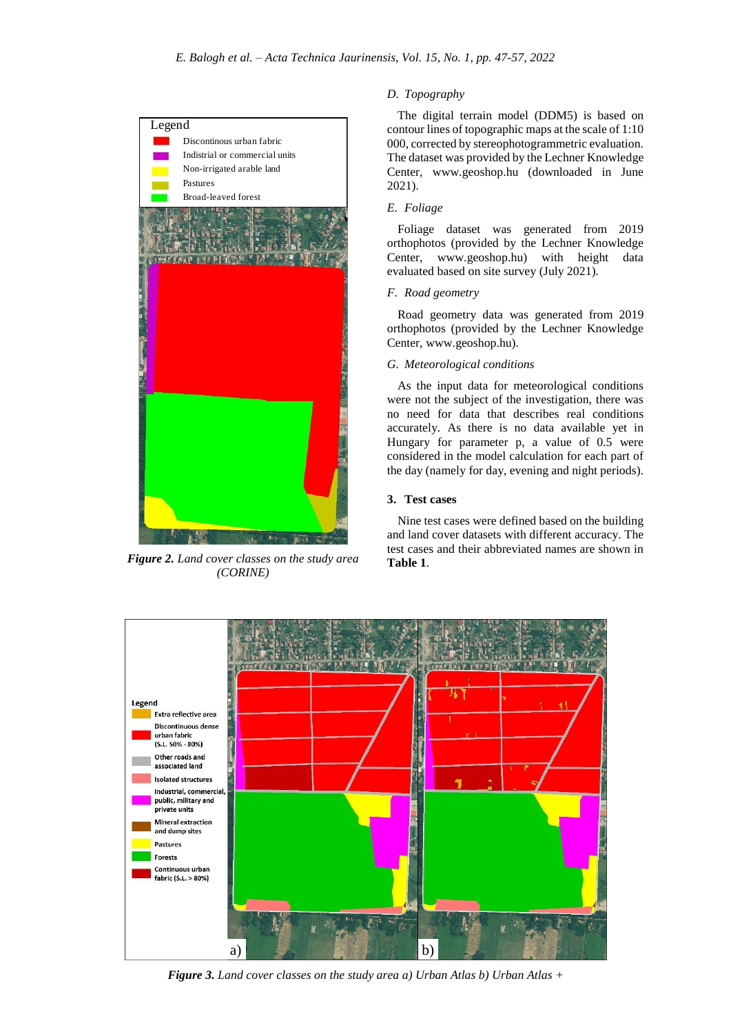Figure 2. *Land cover classes on the study area (CORINE)*

### D. Topography

The digital terrain model (DDM5) is based on contour lines of topographic maps at the scale of 1:10 000, corrected by stereophotogrammetric evaluation. The dataset was provided by the Lechner Knowledge Center, www.geoshop.hu (downloaded in June 2021).

### E. Foliage

Foliage dataset was generated from 2019 orthophotos (provided by the Lechner Knowledge Center, www.geoshop.hu) with height data evaluated based on site survey (July 2021).

### F. Road geometry

Road geometry data was generated from 2019 orthophotos (provided by the Lechner Knowledge Center, www.geoshop.hu).

### G. Meteorological conditions

As the input data for meteorological conditions were not the subject of the investigation, there was no need for data that describes real conditions accurately. As there is no data available yet in Hungary for parameter p, a value of 0.5 were considered in the model calculation for each part of the day (namely for day, evening and night periods).

## 3. Test cases

Nine test cases were defined based on the building and land cover datasets with different accuracy. The test cases and their abbreviated names are shown in **Table 1**.

Figure 3. *Land cover classes on the study area a) Urban Atlas b) Urban Atlas +*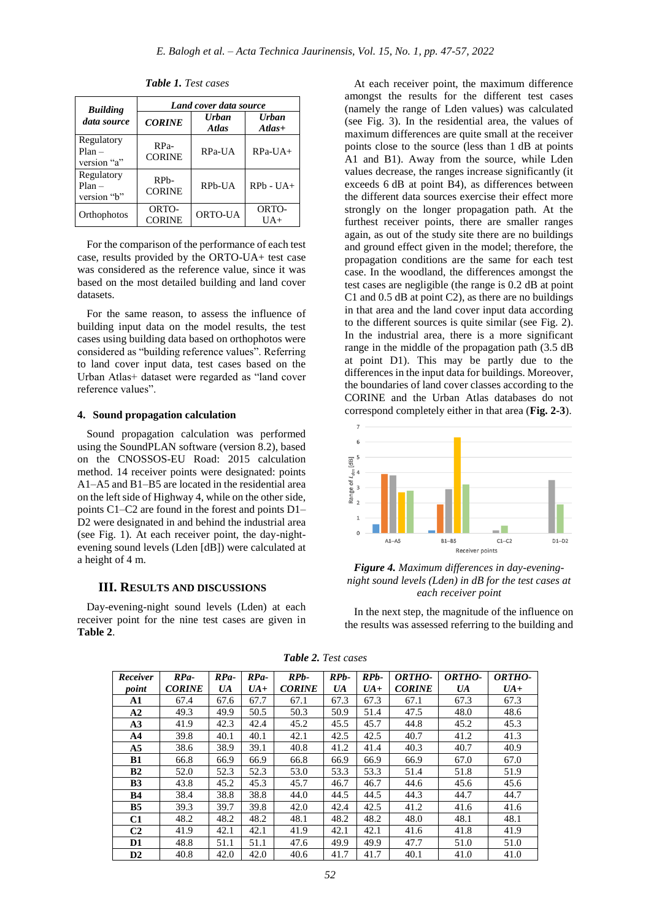***Table 1.*** *Test cases*

| Building data source | Land cover data source | | |
|---|---|---|---|
| | **CORINE** | **Urban Atlas** | **Urban Atlas+** |
| Regulatory Plan – version "a" | RPa-CORINE | RPa-UA | RPa-UA+ |
| Regulatory Plan – version "b" | RPb-CORINE | RPb-UA | RPb - UA+ |
| Orthophotos | ORTO-CORINE | ORTO-UA | ORTO-UA+ |

For the comparison of the performance of each test case, results provided by the ORTO-UA+ test case was considered as the reference value, since it was based on the most detailed building and land cover datasets.

For the same reason, to assess the influence of building input data on the model results, the test cases using building data based on orthophotos were considered as "building reference values". Referring to land cover input data, test cases based on the Urban Atlas+ dataset were regarded as "land cover reference values".

### 4. Sound propagation calculation

Sound propagation calculation was performed using the SoundPLAN software (version 8.2), based on the CNOSSOS-EU Road: 2015 calculation method. 14 receiver points were designated: points A1–A5 and B1–B5 are located in the residential area on the left side of Highway 4, while on the other side, points C1–C2 are found in the forest and points D1–D2 were designated in and behind the industrial area (see Fig. 1). At each receiver point, the day-night-evening sound levels (Lden [dB]) were calculated at a height of 4 m.

## III. Results and Discussions

Day-evening-night sound levels (Lden) at each receiver point for the nine test cases are given in **Table 2**.

At each receiver point, the maximum difference amongst the results for the different test cases (namely the range of Lden values) was calculated (see Fig. 3). In the residential area, the values of maximum differences are quite small at the receiver points close to the source (less than 1 dB at points A1 and B1). Away from the source, while Lden values decrease, the ranges increase significantly (it exceeds 6 dB at point B4), as differences between the different data sources exercise their effect more strongly on the longer propagation path. At the furthest receiver points, there are smaller ranges again, as out of the study site there are no buildings and ground effect given in the model; therefore, the propagation conditions are the same for each test case. In the woodland, the differences amongst the test cases are negligible (the range is 0.2 dB at point C1 and 0.5 dB at point C2), as there are no buildings in that area and the land cover input data according to the different sources is quite similar (see Fig. 2). In the industrial area, there is a more significant range in the middle of the propagation path (3.5 dB at point D1). This may be partly due to the differences in the input data for buildings. Moreover, the boundaries of land cover classes according to the CORINE and the Urban Atlas databases do not correspond completely either in that area (**Fig. 2-3**).

***Figure 4.*** *Maximum differences in day-evening-night sound levels (Lden) in dB for the test cases at each receiver point*

In the next step, the magnitude of the influence on the results was assessed referring to the building and

***Table 2.*** *Test cases*

| Receiver point | RPa-CORINE | RPa-UA | RPa-UA+ | RPb-CORINE | RPb-UA | RPb-UA+ | ORTHO-CORINE | ORTHO-UA | ORTHO-UA+ |
|---|---|---|---|---|---|---|---|---|---|
| **A1** | 67.4 | 67.6 | 67.7 | 67.1 | 67.3 | 67.3 | 67.1 | 67.3 | 67.3 |
| **A2** | 49.3 | 49.9 | 50.5 | 50.3 | 50.9 | 51.4 | 47.5 | 48.0 | 48.6 |
| **A3** | 41.9 | 42.3 | 42.4 | 45.2 | 45.5 | 45.7 | 44.8 | 45.2 | 45.3 |
| **A4** | 39.8 | 40.1 | 40.1 | 42.1 | 42.5 | 42.5 | 40.7 | 41.2 | 41.3 |
| **A5** | 38.6 | 38.9 | 39.1 | 40.8 | 41.2 | 41.4 | 40.3 | 40.7 | 40.9 |
| **B1** | 66.8 | 66.9 | 66.9 | 66.8 | 66.9 | 66.9 | 66.9 | 67.0 | 67.0 |
| **B2** | 52.0 | 52.3 | 52.3 | 53.0 | 53.3 | 53.3 | 51.4 | 51.8 | 51.9 |
| **B3** | 43.8 | 45.2 | 45.3 | 45.7 | 46.7 | 46.7 | 44.6 | 45.6 | 45.6 |
| **B4** | 38.4 | 38.8 | 38.8 | 44.0 | 44.5 | 44.5 | 44.3 | 44.7 | 44.7 |
| **B5** | 39.3 | 39.7 | 39.8 | 42.0 | 42.4 | 42.5 | 41.2 | 41.6 | 41.6 |
| **C1** | 48.2 | 48.2 | 48.2 | 48.1 | 48.2 | 48.2 | 48.0 | 48.1 | 48.1 |
| **C2** | 41.9 | 42.1 | 42.1 | 41.9 | 42.1 | 42.1 | 41.6 | 41.8 | 41.9 |
| **D1** | 48.8 | 51.1 | 51.1 | 47.6 | 49.9 | 49.9 | 47.7 | 51.0 | 51.0 |
| **D2** | 40.8 | 42.0 | 42.0 | 40.6 | 41.7 | 41.7 | 40.1 | 41.0 | 41.0 |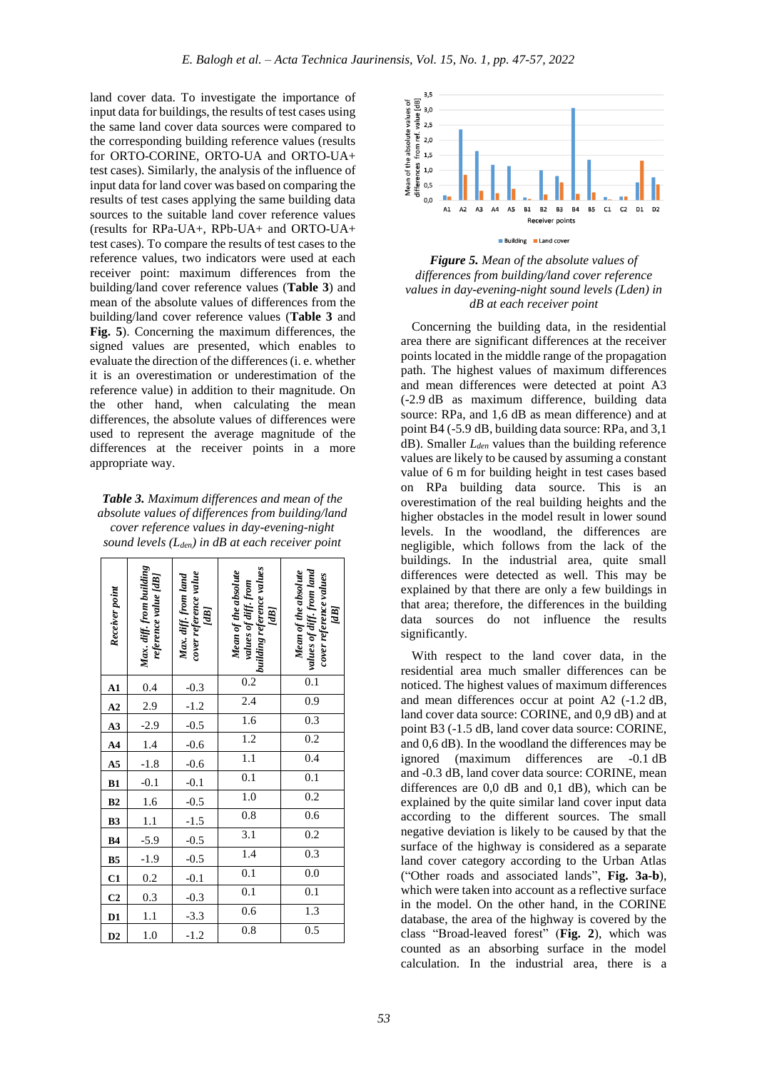land cover data. To investigate the importance of input data for buildings, the results of test cases using the same land cover data sources were compared to the corresponding building reference values (results for ORTO-CORINE, ORTO-UA and ORTO-UA+ test cases). Similarly, the analysis of the influence of input data for land cover was based on comparing the results of test cases applying the same building data sources to the suitable land cover reference values (results for RPa-UA+, RPb-UA+ and ORTO-UA+ test cases). To compare the results of test cases to the reference values, two indicators were used at each receiver point: maximum differences from the building/land cover reference values (**Table 3**) and mean of the absolute values of differences from the building/land cover reference values (**Table 3** and **Fig. 5**). Concerning the maximum differences, the signed values are presented, which enables to evaluate the direction of the differences (i. e. whether it is an overestimation or underestimation of the reference value) in addition to their magnitude. On the other hand, when calculating the mean differences, the absolute values of differences were used to represent the average magnitude of the differences at the receiver points in a more appropriate way.

***Table 3.*** *Maximum differences and mean of the absolute values of differences from building/land cover reference values in day-evening-night sound levels ($L_{den}$) in dB at each receiver point*

| Receiver point | Max. diff. from building reference value [dB] | Max. diff. from land cover reference value [dB] | Mean of the absolute values of diff. from building reference values [dB] | Mean of the absolute values of diff. from land cover reference values [dB] |
|---|---|---|---|---|
| **A1** | 0.4 | -0.3 | 0.2 | 0.1 |
| **A2** | 2.9 | -1.2 | 2.4 | 0.9 |
| **A3** | -2.9 | -0.5 | 1.6 | 0.3 |
| **A4** | 1.4 | -0.6 | 1.2 | 0.2 |
| **A5** | -1.8 | -0.6 | 1.1 | 0.4 |
| **B1** | -0.1 | -0.1 | 0.1 | 0.1 |
| **B2** | 1.6 | -0.5 | 1.0 | 0.2 |
| **B3** | 1.1 | -1.5 | 0.8 | 0.6 |
| **B4** | -5.9 | -0.5 | 3.1 | 0.2 |
| **B5** | -1.9 | -0.5 | 1.4 | 0.3 |
| **C1** | 0.2 | -0.1 | 0.1 | 0.0 |
| **C2** | 0.3 | -0.3 | 0.1 | 0.1 |
| **D1** | 1.1 | -3.3 | 0.6 | 1.3 |
| **D2** | 1.0 | -1.2 | 0.8 | 0.5 |

***Figure 5.*** *Mean of the absolute values of differences from building/land cover reference values in day-evening-night sound levels (Lden) in dB at each receiver point*

Concerning the building data, in the residential area there are significant differences at the receiver points located in the middle range of the propagation path. The highest values of maximum differences and mean differences were detected at point A3 (-2.9 dB as maximum difference, building data source: RPa, and 1,6 dB as mean difference) and at point B4 (-5.9 dB, building data source: RPa, and 3,1 dB). Smaller $L_{den}$ values than the building reference values are likely to be caused by assuming a constant value of 6 m for building height in test cases based on RPa building data source. This is an overestimation of the real building heights and the higher obstacles in the model result in lower sound levels. In the woodland, the differences are negligible, which follows from the lack of the buildings. In the industrial area, quite small differences were detected as well. This may be explained by that there are only a few buildings in that area; therefore, the differences in the building data sources do not influence the results significantly.

With respect to the land cover data, in the residential area much smaller differences can be noticed. The highest values of maximum differences and mean differences occur at point A2 (-1.2 dB, land cover data source: CORINE, and 0,9 dB) and at point B3 (-1.5 dB, land cover data source: CORINE, and 0,6 dB). In the woodland the differences may be ignored (maximum differences are -0.1 dB and -0.3 dB, land cover data source: CORINE, mean differences are 0,0 dB and 0,1 dB), which can be explained by the quite similar land cover input data according to the different sources. The small negative deviation is likely to be caused by that the surface of the highway is considered as a separate land cover category according to the Urban Atlas ("Other roads and associated lands", **Fig. 3a-b**), which were taken into account as a reflective surface in the model. On the other hand, in the CORINE database, the area of the highway is covered by the class "Broad-leaved forest" (**Fig. 2**), which was counted as an absorbing surface in the model calculation. In the industrial area, there is a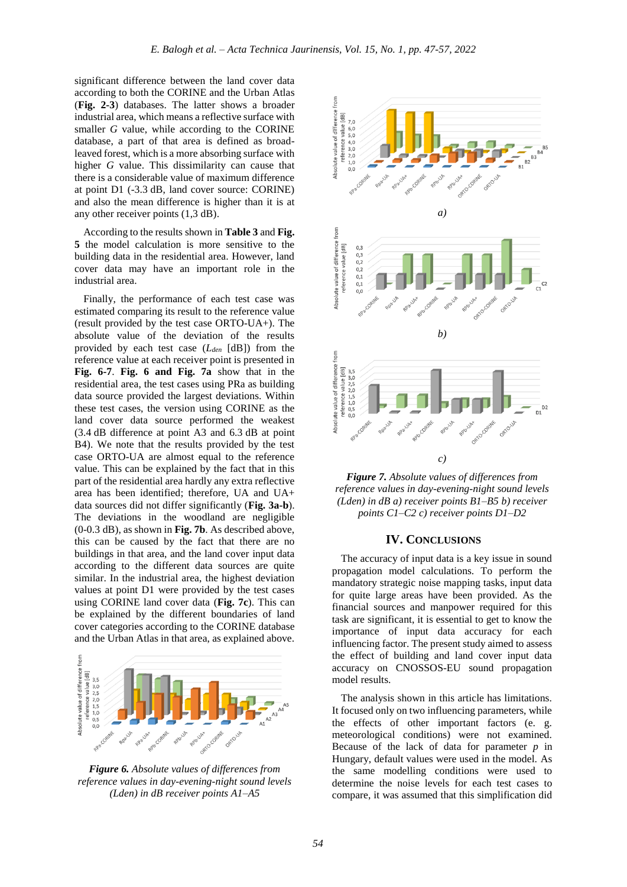significant difference between the land cover data according to both the CORINE and the Urban Atlas (**Fig. 2-3**) databases. The latter shows a broader industrial area, which means a reflective surface with smaller *G* value, while according to the CORINE database, a part of that area is defined as broad-leaved forest, which is a more absorbing surface with higher *G* value. This dissimilarity can cause that there is a considerable value of maximum difference at point D1 (-3.3 dB, land cover source: CORINE) and also the mean difference is higher than it is at any other receiver points (1,3 dB).

According to the results shown in **Table 3** and **Fig. 5** the model calculation is more sensitive to the building data in the residential area. However, land cover data may have an important role in the industrial area.

Finally, the performance of each test case was estimated comparing its result to the reference value (result provided by the test case ORTO-UA+). The absolute value of the deviation of the results provided by each test case ($L_{den}$ [dB]) from the reference value at each receiver point is presented in **Fig. 6-7**. **Fig. 6 and Fig. 7a** show that in the residential area, the test cases using PRa as building data source provided the largest deviations. Within these test cases, the version using CORINE as the land cover data source performed the weakest (3.4 dB difference at point A3 and 6.3 dB at point B4). We note that the results provided by the test case ORTO-UA are almost equal to the reference value. This can be explained by the fact that in this part of the residential area hardly any extra reflective area has been identified; therefore, UA and UA+ data sources did not differ significantly (**Fig. 3a-b**). The deviations in the woodland are negligible (0-0.3 dB), as shown in **Fig. 7b**. As described above, this can be caused by the fact that there are no buildings in that area, and the land cover input data according to the different data sources are quite similar. In the industrial area, the highest deviation values at point D1 were provided by the test cases using CORINE land cover data (**Fig. 7c**). This can be explained by the different boundaries of land cover categories according to the CORINE database and the Urban Atlas in that area, as explained above.

***Figure 6.*** *Absolute values of differences from reference values in day-evening-night sound levels (Lden) in dB receiver points A1–A5*

*a)*

*b)*

*c)*

***Figure 7.*** *Absolute values of differences from reference values in day-evening-night sound levels (Lden) in dB a) receiver points B1–B5 b) receiver points C1–C2 c) receiver points D1–D2*

## IV. Conclusions

The accuracy of input data is a key issue in sound propagation model calculations. To perform the mandatory strategic noise mapping tasks, input data for quite large areas have been provided. As the financial sources and manpower required for this task are significant, it is essential to get to know the importance of input data accuracy for each influencing factor. The present study aimed to assess the effect of building and land cover input data accuracy on CNOSSOS-EU sound propagation model results.

The analysis shown in this article has limitations. It focused only on two influencing parameters, while the effects of other important factors (e. g. meteorological conditions) were not examined. Because of the lack of data for parameter *p* in Hungary, default values were used in the model. As the same modelling conditions were used to determine the noise levels for each test cases to compare, it was assumed that this simplification did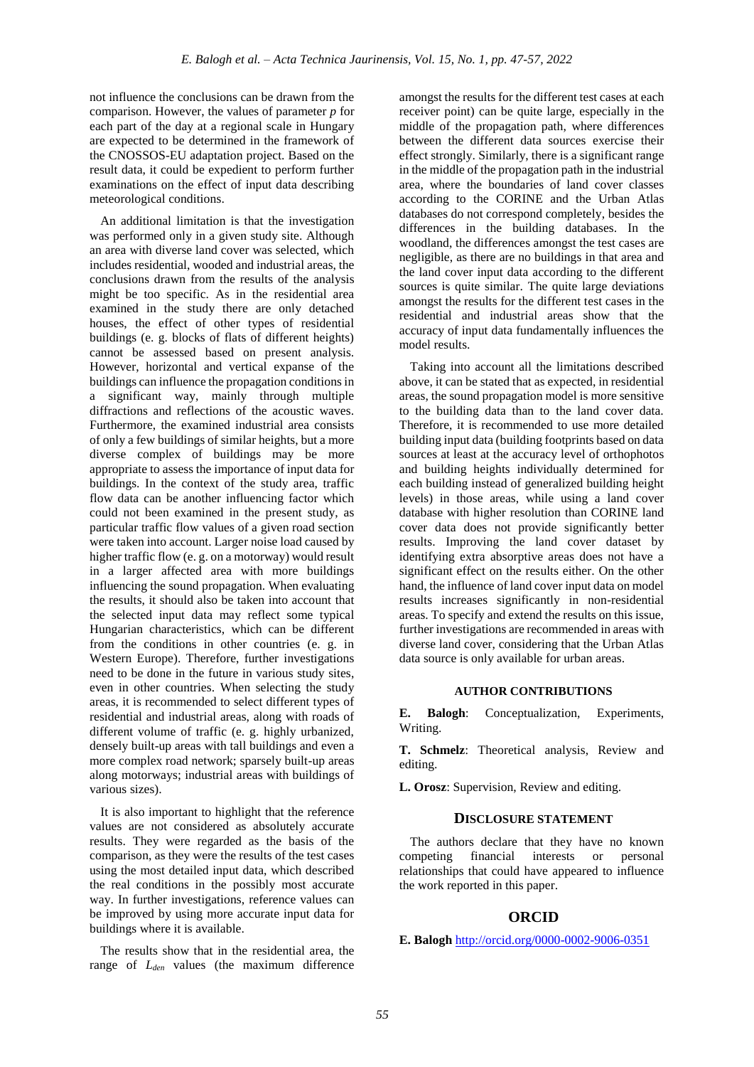not influence the conclusions can be drawn from the comparison. However, the values of parameter *p* for each part of the day at a regional scale in Hungary are expected to be determined in the framework of the CNOSSOS-EU adaptation project. Based on the result data, it could be expedient to perform further examinations on the effect of input data describing meteorological conditions.

An additional limitation is that the investigation was performed only in a given study site. Although an area with diverse land cover was selected, which includes residential, wooded and industrial areas, the conclusions drawn from the results of the analysis might be too specific. As in the residential area examined in the study there are only detached houses, the effect of other types of residential buildings (e. g. blocks of flats of different heights) cannot be assessed based on present analysis. However, horizontal and vertical expanse of the buildings can influence the propagation conditions in a significant way, mainly through multiple diffractions and reflections of the acoustic waves. Furthermore, the examined industrial area consists of only a few buildings of similar heights, but a more diverse complex of buildings may be more appropriate to assess the importance of input data for buildings. In the context of the study area, traffic flow data can be another influencing factor which could not been examined in the present study, as particular traffic flow values of a given road section were taken into account. Larger noise load caused by higher traffic flow (e. g. on a motorway) would result in a larger affected area with more buildings influencing the sound propagation. When evaluating the results, it should also be taken into account that the selected input data may reflect some typical Hungarian characteristics, which can be different from the conditions in other countries (e. g. in Western Europe). Therefore, further investigations need to be done in the future in various study sites, even in other countries. When selecting the study areas, it is recommended to select different types of residential and industrial areas, along with roads of different volume of traffic (e. g. highly urbanized, densely built-up areas with tall buildings and even a more complex road network; sparsely built-up areas along motorways; industrial areas with buildings of various sizes).

It is also important to highlight that the reference values are not considered as absolutely accurate results. They were regarded as the basis of the comparison, as they were the results of the test cases using the most detailed input data, which described the real conditions in the possibly most accurate way. In further investigations, reference values can be improved by using more accurate input data for buildings where it is available.

The results show that in the residential area, the range of $L_{den}$ values (the maximum difference amongst the results for the different test cases at each receiver point) can be quite large, especially in the middle of the propagation path, where differences between the different data sources exercise their effect strongly. Similarly, there is a significant range in the middle of the propagation path in the industrial area, where the boundaries of land cover classes according to the CORINE and the Urban Atlas databases do not correspond completely, besides the differences in the building databases. In the woodland, the differences amongst the test cases are negligible, as there are no buildings in that area and the land cover input data according to the different sources is quite similar. The quite large deviations amongst the results for the different test cases in the residential and industrial areas show that the accuracy of input data fundamentally influences the model results.

Taking into account all the limitations described above, it can be stated that as expected, in residential areas, the sound propagation model is more sensitive to the building data than to the land cover data. Therefore, it is recommended to use more detailed building input data (building footprints based on data sources at least at the accuracy level of orthophotos and building heights individually determined for each building instead of generalized building height levels) in those areas, while using a land cover database with higher resolution than CORINE land cover data does not provide significantly better results. Improving the land cover dataset by identifying extra absorptive areas does not have a significant effect on the results either. On the other hand, the influence of land cover input data on model results increases significantly in non-residential areas. To specify and extend the results on this issue, further investigations are recommended in areas with diverse land cover, considering that the Urban Atlas data source is only available for urban areas.

#### AUTHOR CONTRIBUTIONS

**E. Balogh**: Conceptualization, Experiments, Writing.

**T. Schmelz**: Theoretical analysis, Review and editing.

**L. Orosz**: Supervision, Review and editing.

#### DISCLOSURE STATEMENT

The authors declare that they have no known competing financial interests or personal relationships that could have appeared to influence the work reported in this paper.

## ORCID

**E. Balogh** http://orcid.org/0000-0002-9006-0351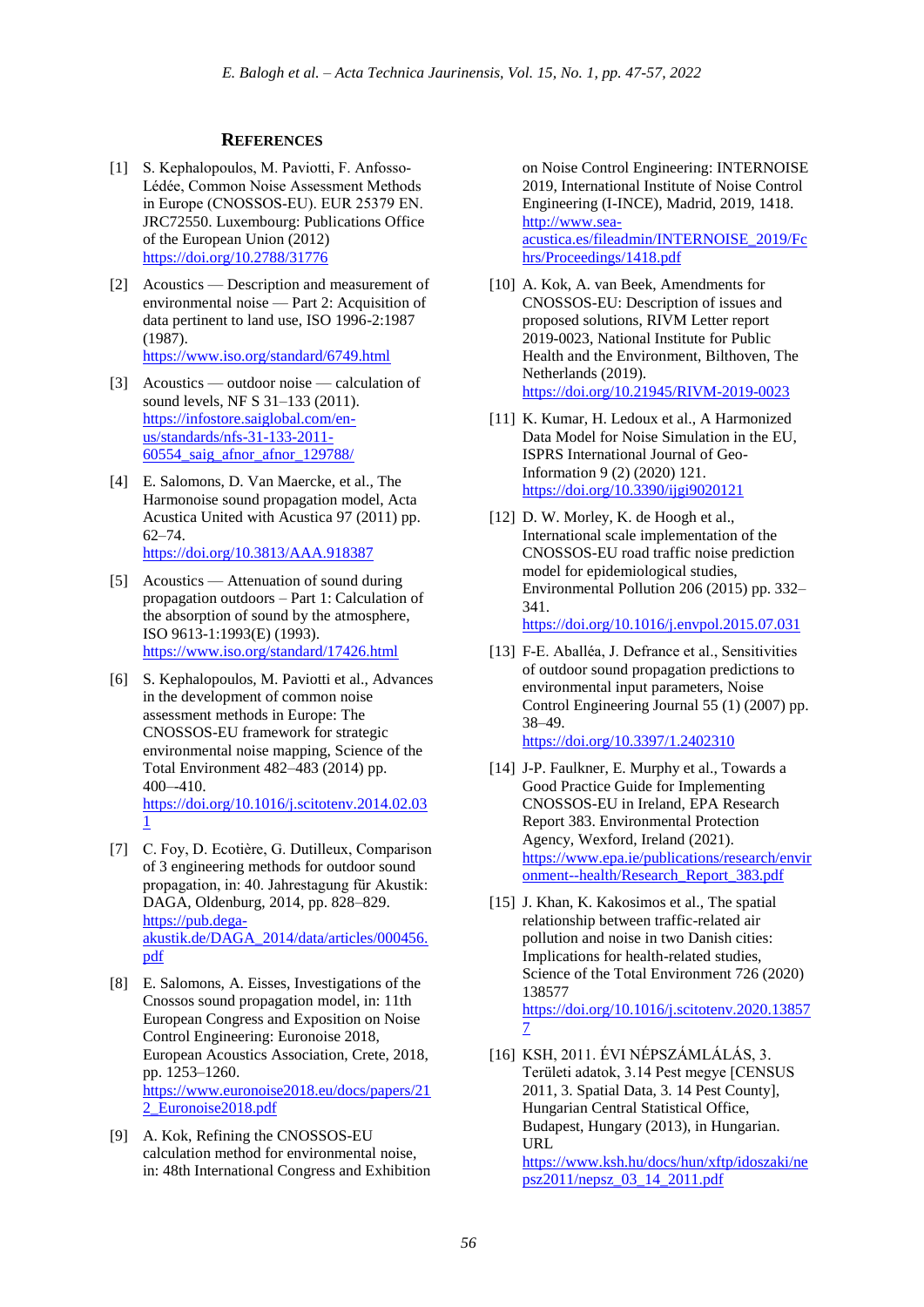## References

[1] S. Kephalopoulos, M. Paviotti, F. Anfosso-Lédée, Common Noise Assessment Methods in Europe (CNOSSOS-EU). EUR 25379 EN. JRC72550. Luxembourg: Publications Office of the European Union (2012) https://doi.org/10.2788/31776

[2] Acoustics — Description and measurement of environmental noise — Part 2: Acquisition of data pertinent to land use, ISO 1996-2:1987 (1987). https://www.iso.org/standard/6749.html

[3] Acoustics — outdoor noise — calculation of sound levels, NF S 31–133 (2011). https://infostore.saiglobal.com/en-us/standards/nfs-31-133-2011-60554_saig_afnor_afnor_129788/

[4] E. Salomons, D. Van Maercke, et al., The Harmonoise sound propagation model, Acta Acustica United with Acustica 97 (2011) pp. 62–74. https://doi.org/10.3813/AAA.918387

[5] Acoustics — Attenuation of sound during propagation outdoors – Part 1: Calculation of the absorption of sound by the atmosphere, ISO 9613-1:1993(E) (1993). https://www.iso.org/standard/17426.html

[6] S. Kephalopoulos, M. Paviotti et al., Advances in the development of common noise assessment methods in Europe: The CNOSSOS-EU framework for strategic environmental noise mapping, Science of the Total Environment 482–483 (2014) pp. 400–-410. https://doi.org/10.1016/j.scitotenv.2014.02.031

[7] C. Foy, D. Ecotière, G. Dutilleux, Comparison of 3 engineering methods for outdoor sound propagation, in: 40. Jahrestagung für Akustik: DAGA, Oldenburg, 2014, pp. 828–829. https://pub.dega-akustik.de/DAGA_2014/data/articles/000456.pdf

[8] E. Salomons, A. Eisses, Investigations of the Cnossos sound propagation model, in: 11th European Congress and Exposition on Noise Control Engineering: Euronoise 2018, European Acoustics Association, Crete, 2018, pp. 1253–1260. https://www.euronoise2018.eu/docs/papers/212_Euronoise2018.pdf

[9] A. Kok, Refining the CNOSSOS-EU calculation method for environmental noise, in: 48th International Congress and Exhibition on Noise Control Engineering: INTERNOISE 2019, International Institute of Noise Control Engineering (I-INCE), Madrid, 2019, 1418. http://www.sea-acustica.es/fileadmin/INTERNOISE_2019/Fchrs/Proceedings/1418.pdf

[10] A. Kok, A. van Beek, Amendments for CNOSSOS-EU: Description of issues and proposed solutions, RIVM Letter report 2019-0023, National Institute for Public Health and the Environment, Bilthoven, The Netherlands (2019). https://doi.org/10.21945/RIVM-2019-0023

[11] K. Kumar, H. Ledoux et al., A Harmonized Data Model for Noise Simulation in the EU, ISPRS International Journal of Geo-Information 9 (2) (2020) 121. https://doi.org/10.3390/ijgi9020121

[12] D. W. Morley, K. de Hoogh et al., International scale implementation of the CNOSSOS-EU road traffic noise prediction model for epidemiological studies, Environmental Pollution 206 (2015) pp. 332–341. https://doi.org/10.1016/j.envpol.2015.07.031

[13] F-E. Aballéa, J. Defrance et al., Sensitivities of outdoor sound propagation predictions to environmental input parameters, Noise Control Engineering Journal 55 (1) (2007) pp. 38–49. https://doi.org/10.3397/1.2402310

[14] J-P. Faulkner, E. Murphy et al., Towards a Good Practice Guide for Implementing CNOSSOS-EU in Ireland, EPA Research Report 383. Environmental Protection Agency, Wexford, Ireland (2021). https://www.epa.ie/publications/research/environment--health/Research_Report_383.pdf

[15] J. Khan, K. Kakosimos et al., The spatial relationship between traffic-related air pollution and noise in two Danish cities: Implications for health-related studies, Science of the Total Environment 726 (2020) 138577 https://doi.org/10.1016/j.scitotenv.2020.138577

[16] KSH, 2011. ÉVI NÉPSZÁMLÁLÁS, 3. Területi adatok, 3.14 Pest megye [CENSUS 2011, 3. Spatial Data, 3. 14 Pest County], Hungarian Central Statistical Office, Budapest, Hungary (2013), in Hungarian. URL https://www.ksh.hu/docs/hun/xftp/idoszaki/nepsz2011/nepsz_03_14_2011.pdf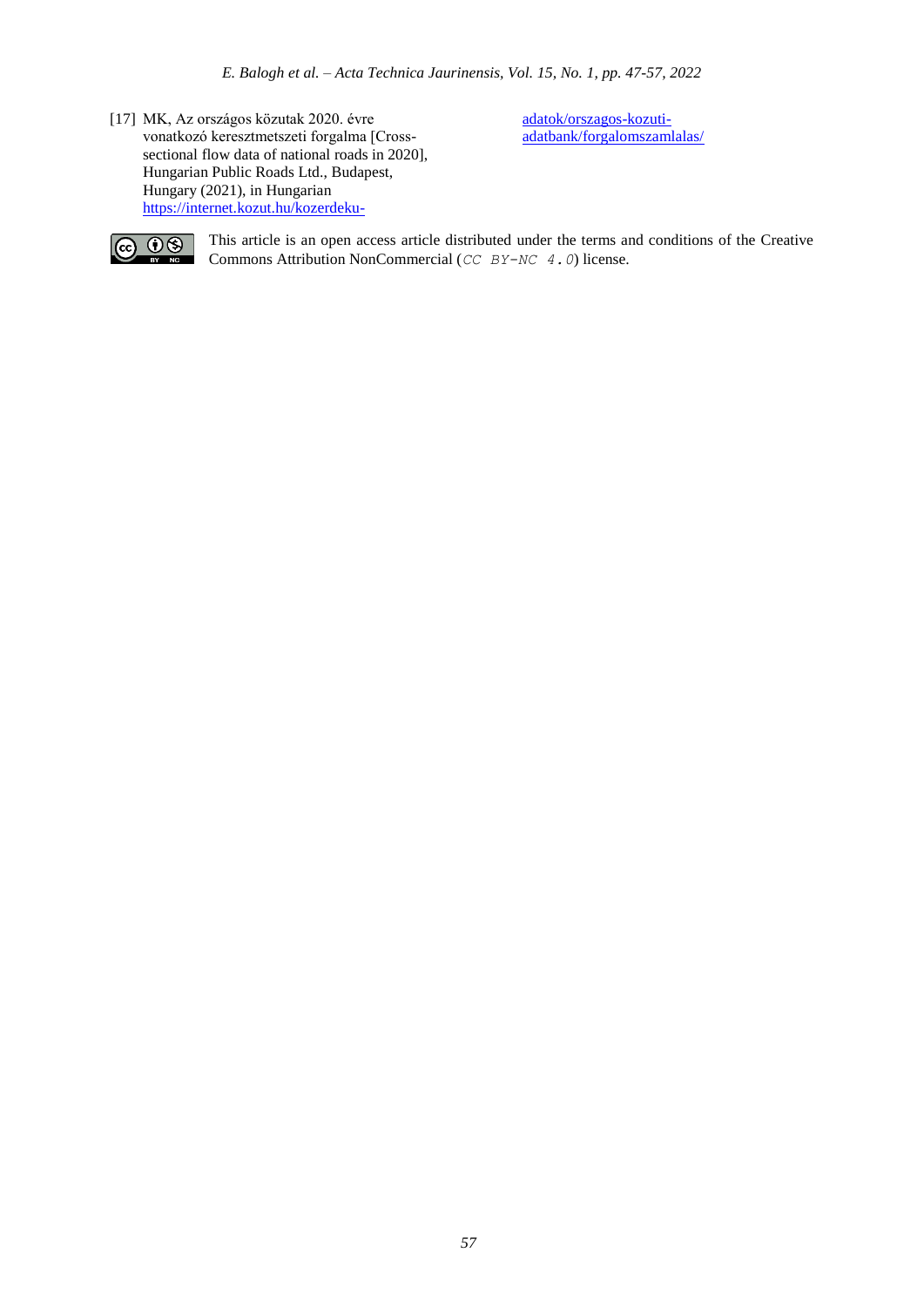[17] MK, Az országos közutak 2020. évre vonatkozó keresztmetszeti forgalma [Cross-sectional flow data of national roads in 2020], Hungarian Public Roads Ltd., Budapest, Hungary (2021), in Hungarian https://internet.kozut.hu/kozerdeku-adatok/orszagos-kozuti-adatbank/forgalomszamlalas/

This article is an open access article distributed under the terms and conditions of the Creative Commons Attribution NonCommercial (CC BY-NC 4.0) license.